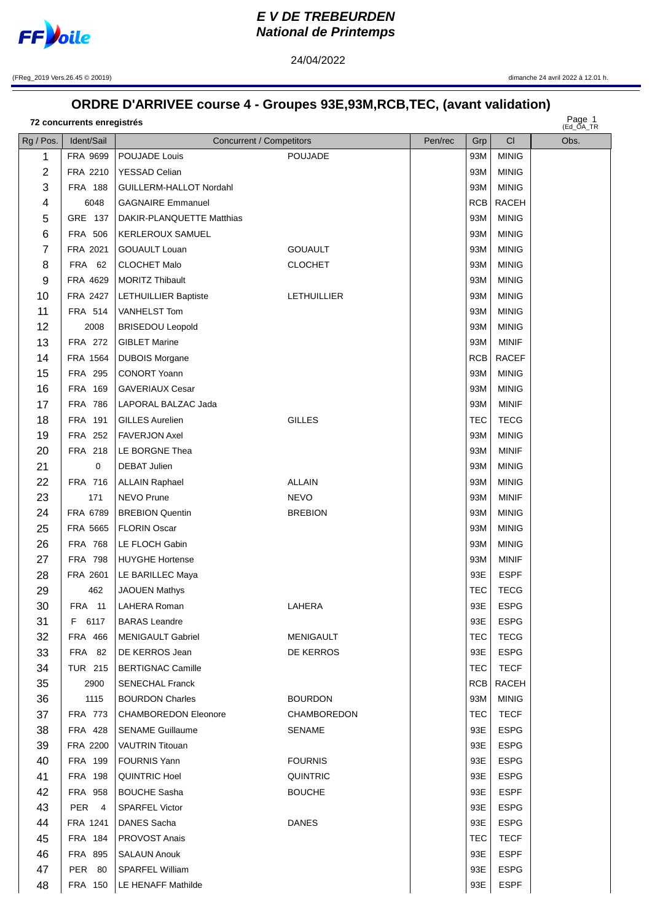# E V DE TREBEURDEN
## National de Printemps

24/04/2022

(FReg_2019 Vers.26.45 © 20019)

dimanche 24 avril 2022 à 12.01 h.

## ORDRE D'ARRIVEE course 4 - Groupes 93E,93M,RCB,TEC, (avant validation)

**72 concurrents enregistrés**

| Rg / Pos. | Ident/Sail | Concurrent / Competitors | | Pen/rec | Grp | Cl | Obs. |
|---|---|---|---|---|---|---|---|
| 1 | FRA 9699 | POUJADE Louis | POUJADE | | 93M | MINIG | |
| 2 | FRA 2210 | YESSAD Celian | | | 93M | MINIG | |
| 3 | FRA 188 | GUILLERM-HALLOT Nordahl | | | 93M | MINIG | |
| 4 | 6048 | GAGNAIRE Emmanuel | | | RCB | RACEH | |
| 5 | GRE 137 | DAKIR-PLANQUETTE Matthias | | | 93M | MINIG | |
| 6 | FRA 506 | KERLEROUX SAMUEL | | | 93M | MINIG | |
| 7 | FRA 2021 | GOUAULT Louan | GOUAULT | | 93M | MINIG | |
| 8 | FRA 62 | CLOCHET Malo | CLOCHET | | 93M | MINIG | |
| 9 | FRA 4629 | MORITZ Thibault | | | 93M | MINIG | |
| 10 | FRA 2427 | LETHUILLIER Baptiste | LETHUILLIER | | 93M | MINIG | |
| 11 | FRA 514 | VANHELST Tom | | | 93M | MINIG | |
| 12 | 2008 | BRISEDOU Leopold | | | 93M | MINIG | |
| 13 | FRA 272 | GIBLET Marine | | | 93M | MINIF | |
| 14 | FRA 1564 | DUBOIS Morgane | | | RCB | RACEF | |
| 15 | FRA 295 | CONORT Yoann | | | 93M | MINIG | |
| 16 | FRA 169 | GAVERIAUX Cesar | | | 93M | MINIG | |
| 17 | FRA 786 | LAPORAL BALZAC Jada | | | 93M | MINIF | |
| 18 | FRA 191 | GILLES Aurelien | GILLES | | TEC | TECG | |
| 19 | FRA 252 | FAVERJON Axel | | | 93M | MINIG | |
| 20 | FRA 218 | LE BORGNE Thea | | | 93M | MINIF | |
| 21 | 0 | DEBAT Julien | | | 93M | MINIG | |
| 22 | FRA 716 | ALLAIN Raphael | ALLAIN | | 93M | MINIG | |
| 23 | 171 | NEVO Prune | NEVO | | 93M | MINIF | |
| 24 | FRA 6789 | BREBION Quentin | BREBION | | 93M | MINIG | |
| 25 | FRA 5665 | FLORIN Oscar | | | 93M | MINIG | |
| 26 | FRA 768 | LE FLOCH Gabin | | | 93M | MINIG | |
| 27 | FRA 798 | HUYGHE Hortense | | | 93M | MINIF | |
| 28 | FRA 2601 | LE BARILLEC Maya | | | 93E | ESPF | |
| 29 | 462 | JAOUEN Mathys | | | TEC | TECG | |
| 30 | FRA 11 | LAHERA Roman | LAHERA | | 93E | ESPG | |
| 31 | F 6117 | BARAS Leandre | | | 93E | ESPG | |
| 32 | FRA 466 | MENIGAULT Gabriel | MENIGAULT | | TEC | TECG | |
| 33 | FRA 82 | DE KERROS Jean | DE KERROS | | 93E | ESPG | |
| 34 | TUR 215 | BERTIGNAC Camille | | | TEC | TECF | |
| 35 | 2900 | SENECHAL Franck | | | RCB | RACEH | |
| 36 | 1115 | BOURDON Charles | BOURDON | | 93M | MINIG | |
| 37 | FRA 773 | CHAMBOREDON Eleonore | CHAMBOREDON | | TEC | TECF | |
| 38 | FRA 428 | SENAME Guillaume | SENAME | | 93E | ESPG | |
| 39 | FRA 2200 | VAUTRIN Titouan | | | 93E | ESPG | |
| 40 | FRA 199 | FOURNIS Yann | FOURNIS | | 93E | ESPG | |
| 41 | FRA 198 | QUINTRIC Hoel | QUINTRIC | | 93E | ESPG | |
| 42 | FRA 958 | BOUCHE Sasha | BOUCHE | | 93E | ESPF | |
| 43 | PER 4 | SPARFEL Victor | | | 93E | ESPG | |
| 44 | FRA 1241 | DANES Sacha | DANES | | 93E | ESPG | |
| 45 | FRA 184 | PROVOST Anais | | | TEC | TECF | |
| 46 | FRA 895 | SALAUN Anouk | | | 93E | ESPF | |
| 47 | PER 80 | SPARFEL William | | | 93E | ESPG | |
| 48 | FRA 150 | LE HENAFF Mathilde | | | 93E | ESPF | |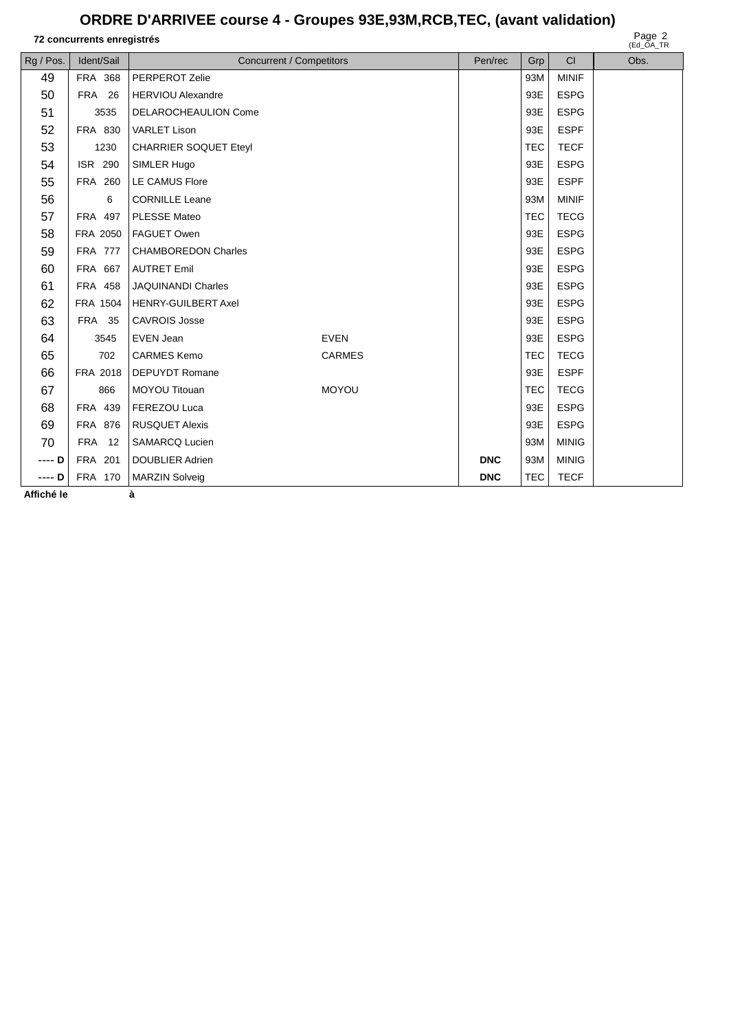# ORDRE D'ARRIVEE course 4 - Groupes 93E,93M,RCB,TEC, (avant validation)

**72 concurrents enregistrés**

(Ed_OA_TR

| Rg / Pos. | Ident/Sail | Concurrent / Competitors | | Pen/rec | Grp | Cl | Obs. |
|---|---|---|---|---|---|---|---|
| 49 | FRA 368 | PERPEROT Zelie | | | 93M | MINIF | |
| 50 | FRA 26 | HERVIOU Alexandre | | | 93E | ESPG | |
| 51 | 3535 | DELAROCHEAULION Come | | | 93E | ESPG | |
| 52 | FRA 830 | VARLET Lison | | | 93E | ESPF | |
| 53 | 1230 | CHARRIER SOQUET Eteyl | | | TEC | TECF | |
| 54 | ISR 290 | SIMLER Hugo | | | 93E | ESPG | |
| 55 | FRA 260 | LE CAMUS Flore | | | 93E | ESPF | |
| 56 | 6 | CORNILLE Leane | | | 93M | MINIF | |
| 57 | FRA 497 | PLESSE Mateo | | | TEC | TECG | |
| 58 | FRA 2050 | FAGUET Owen | | | 93E | ESPG | |
| 59 | FRA 777 | CHAMBOREDON Charles | | | 93E | ESPG | |
| 60 | FRA 667 | AUTRET Emil | | | 93E | ESPG | |
| 61 | FRA 458 | JAQUINANDI Charles | | | 93E | ESPG | |
| 62 | FRA 1504 | HENRY-GUILBERT Axel | | | 93E | ESPG | |
| 63 | FRA 35 | CAVROIS Josse | | | 93E | ESPG | |
| 64 | 3545 | EVEN Jean | EVEN | | 93E | ESPG | |
| 65 | 702 | CARMES Kemo | CARMES | | TEC | TECG | |
| 66 | FRA 2018 | DEPUYDT Romane | | | 93E | ESPF | |
| 67 | 866 | MOYOU Titouan | MOYOU | | TEC | TECG | |
| 68 | FRA 439 | FEREZOU Luca | | | 93E | ESPG | |
| 69 | FRA 876 | RUSQUET Alexis | | | 93E | ESPG | |
| 70 | FRA 12 | SAMARCQ Lucien | | | 93M | MINIG | |
| ---- **D** | FRA 201 | DOUBLIER Adrien | | **DNC** | 93M | MINIG | |
| ---- **D** | FRA 170 | MARZIN Solveig | | **DNC** | TEC | TECF | |

**Affiché le** **à**